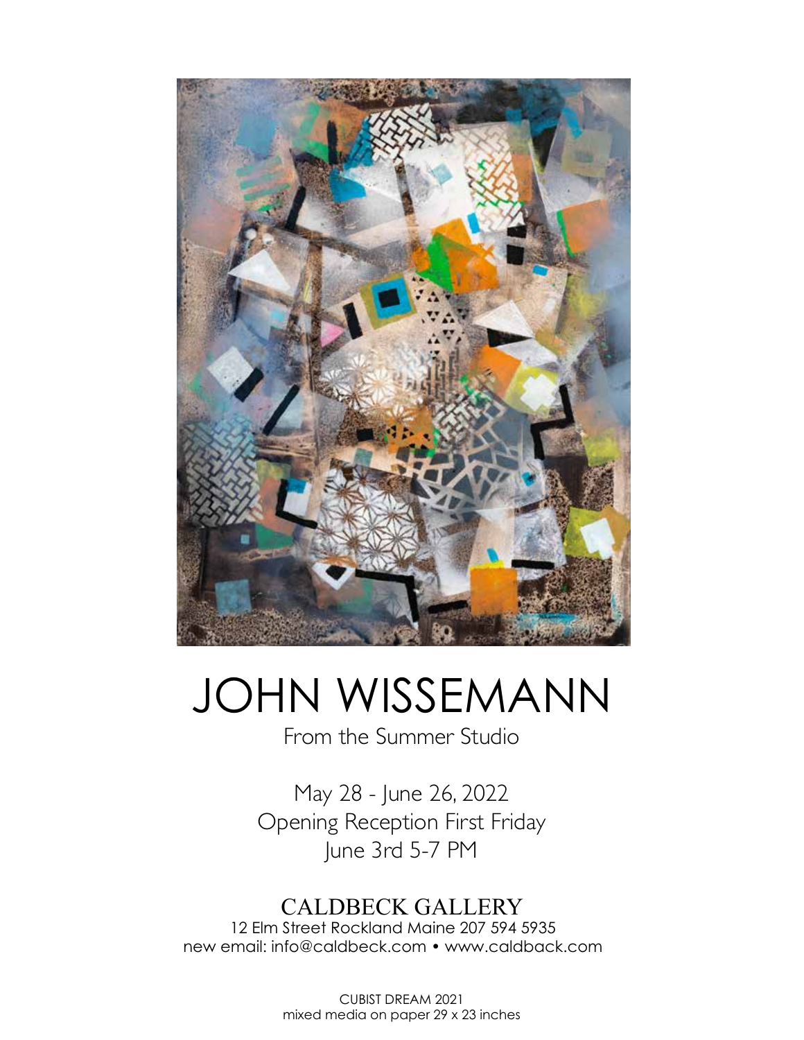# JOHN WISSEMANN

From the Summer Studio

May 28 - June 26, 2022
Opening Reception First Friday
June 3rd 5-7 PM

## CALDBECK GALLERY

12 Elm Street Rockland Maine 207 594 5935
new email: info@caldbeck.com • www.caldback.com

CUBIST DREAM 2021
mixed media on paper 29 x 23 inches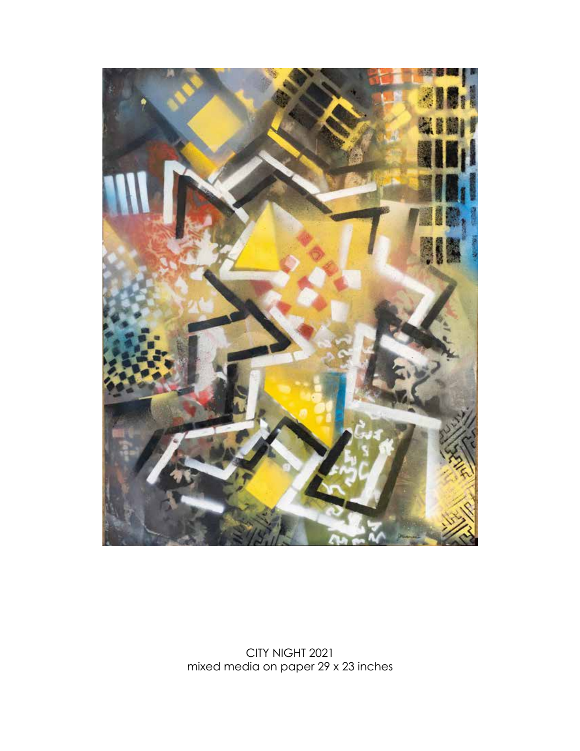CITY NIGHT 2021
mixed media on paper 29 x 23 inches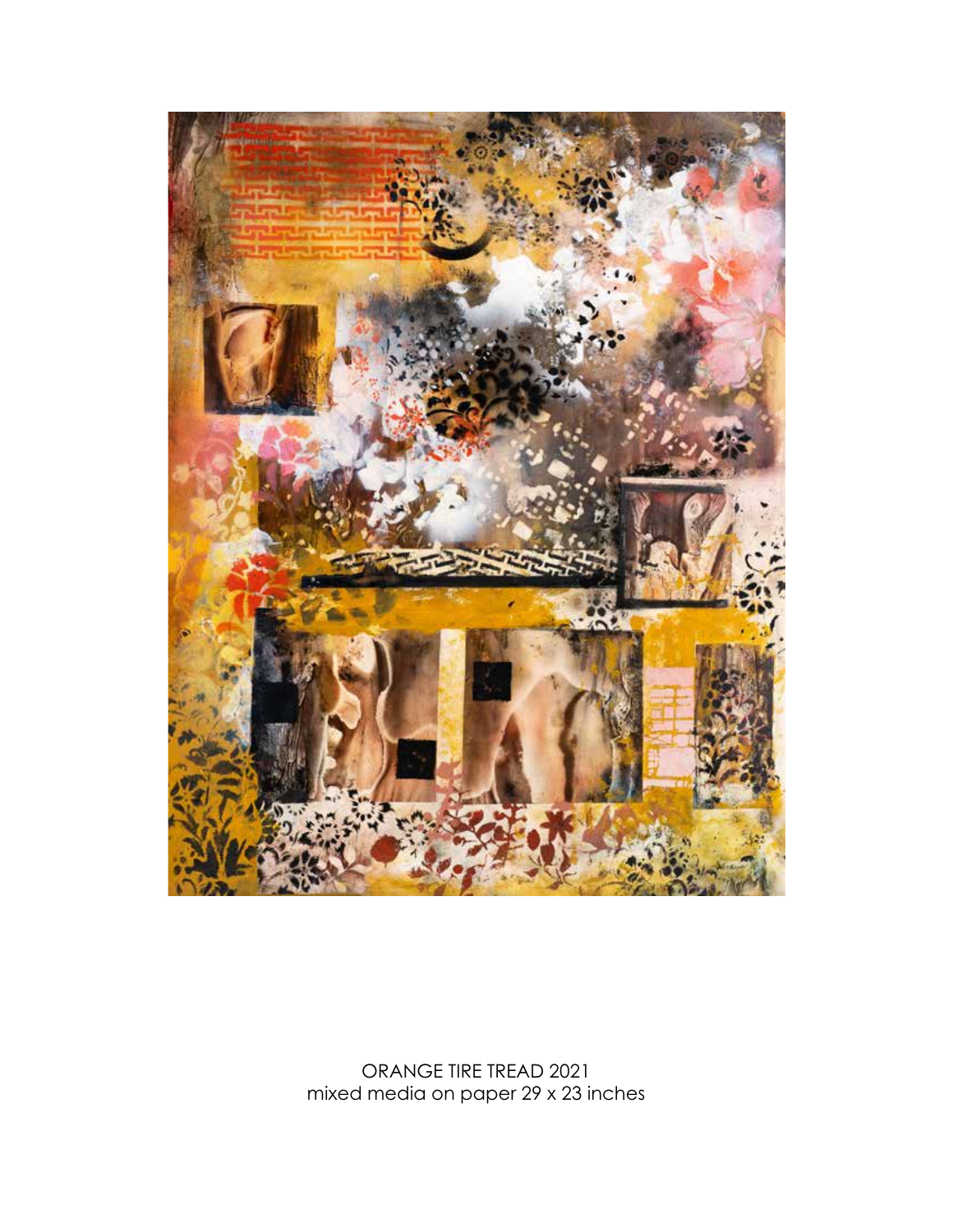ORANGE TIRE TREAD 2021
mixed media on paper 29 x 23 inches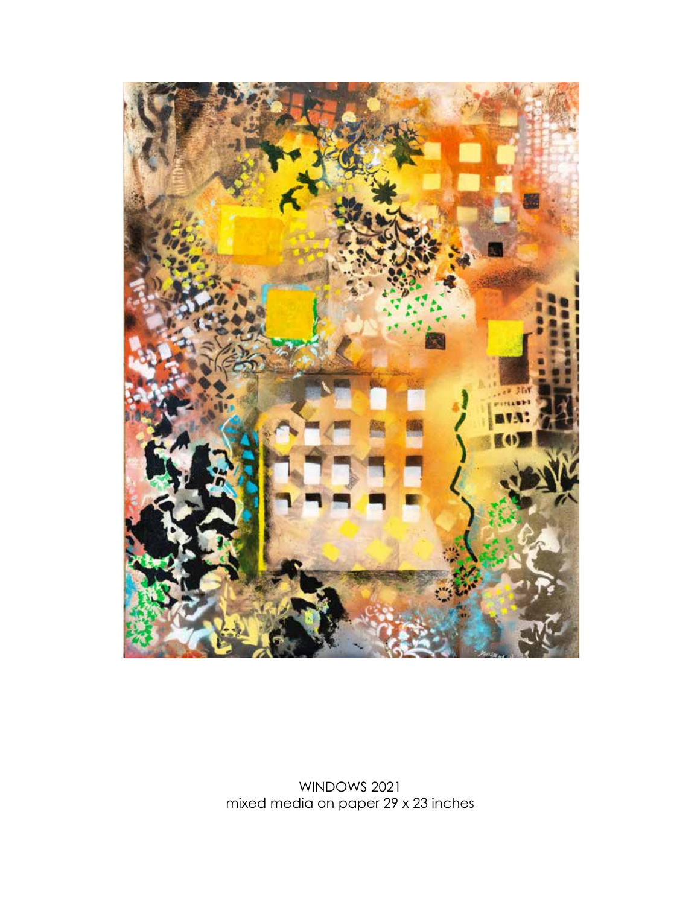WINDOWS 2021
mixed media on paper 29 x 23 inches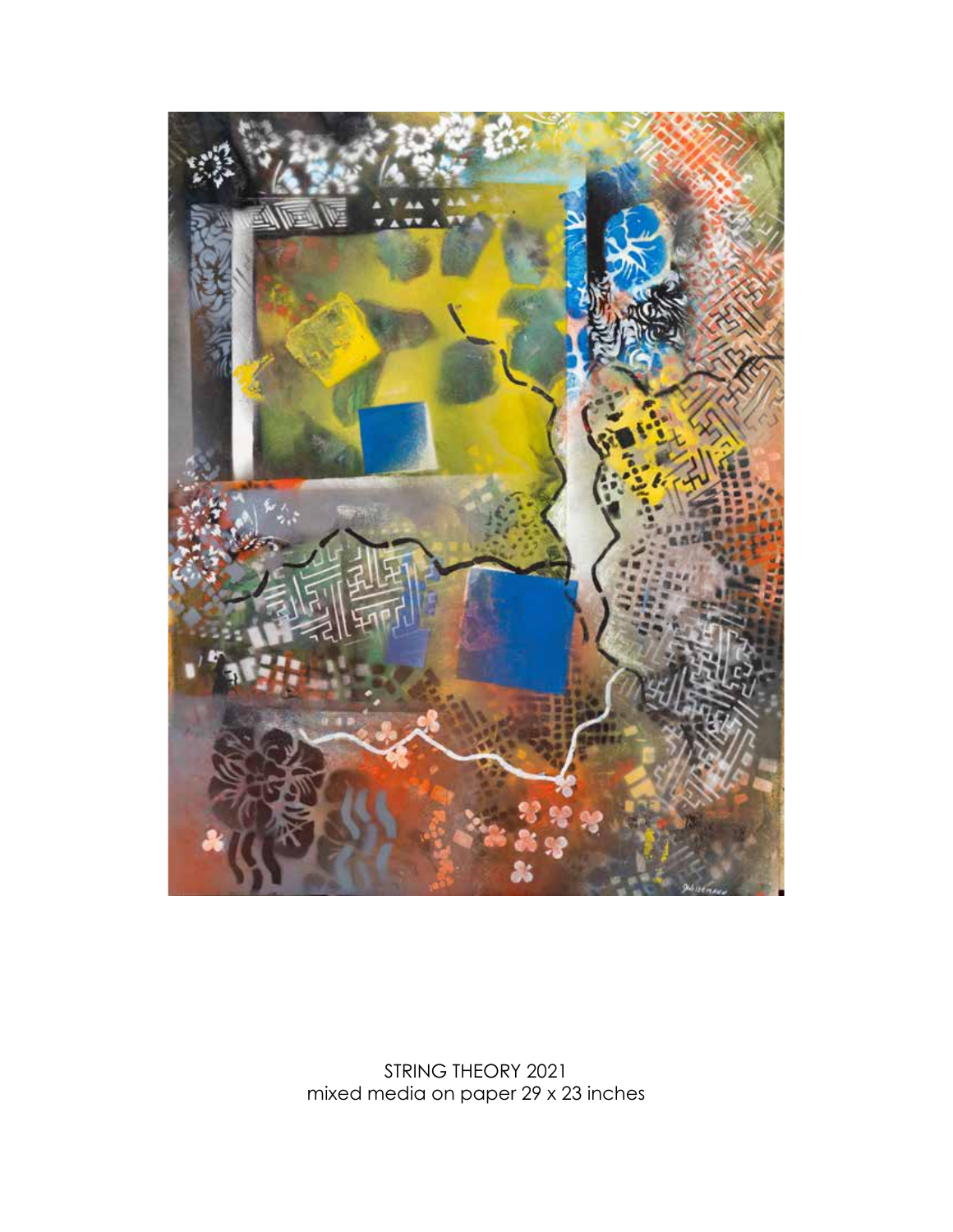STRING THEORY 2021
mixed media on paper 29 x 23 inches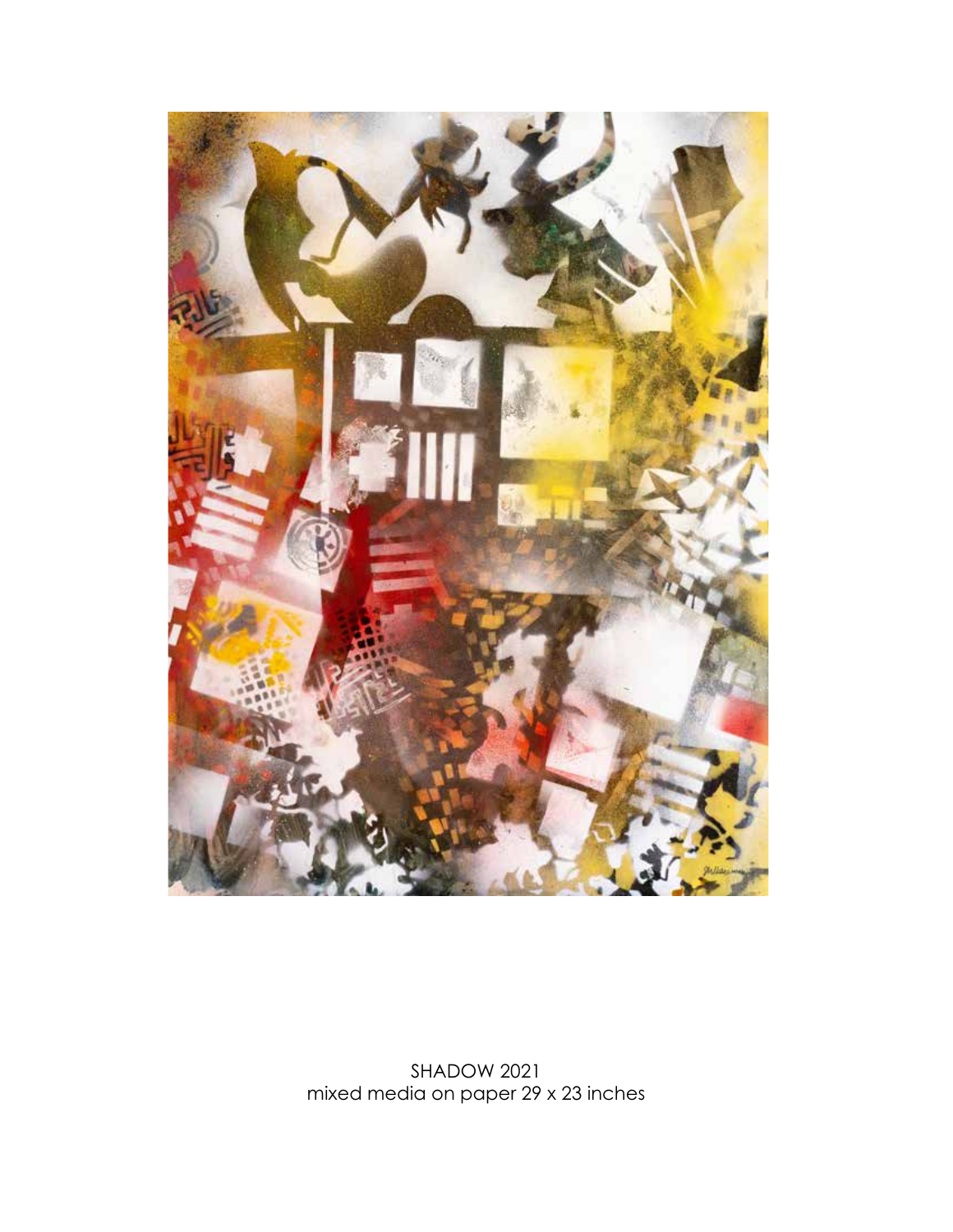SHADOW 2021
mixed media on paper 29 x 23 inches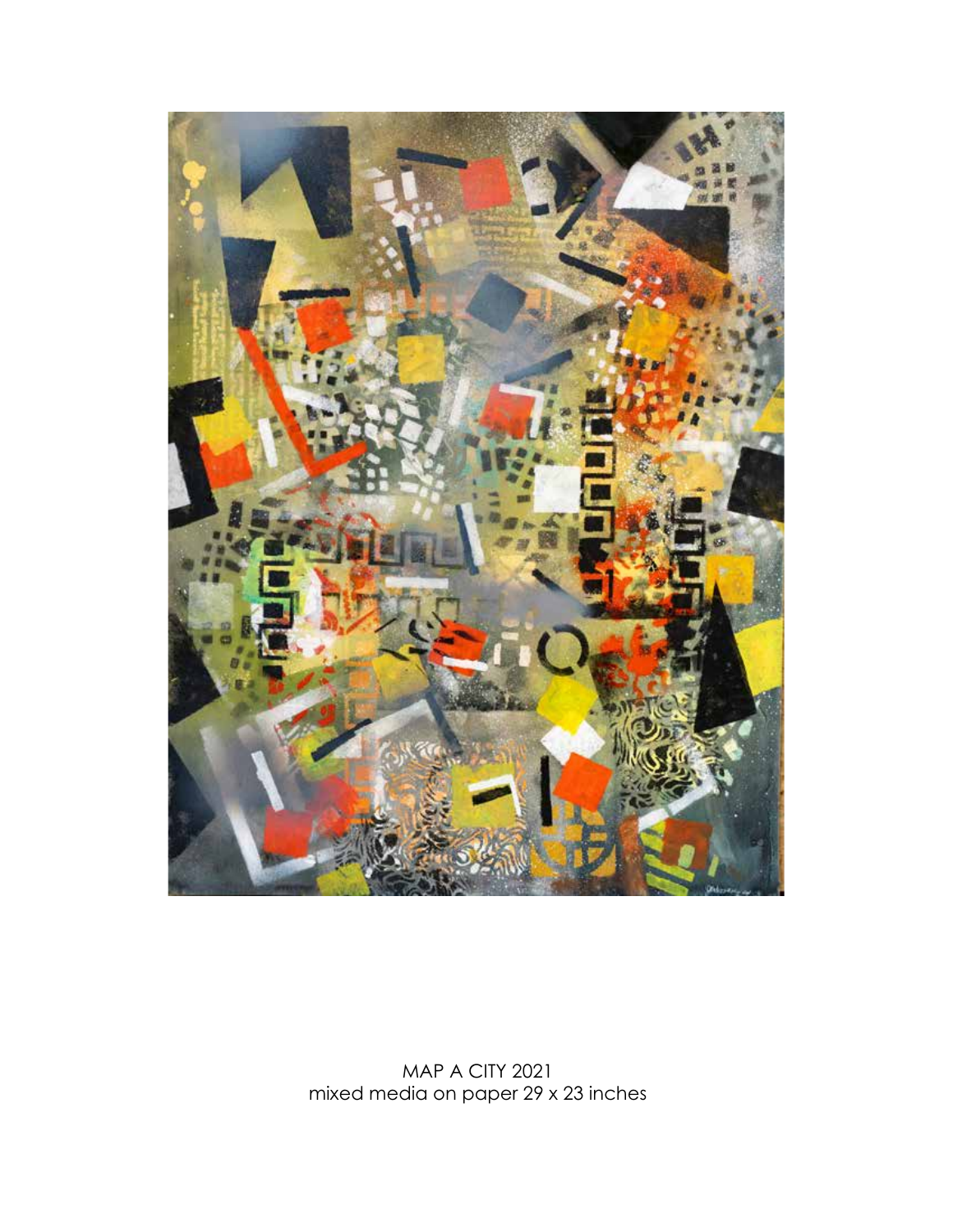MAP A CITY 2021
mixed media on paper 29 x 23 inches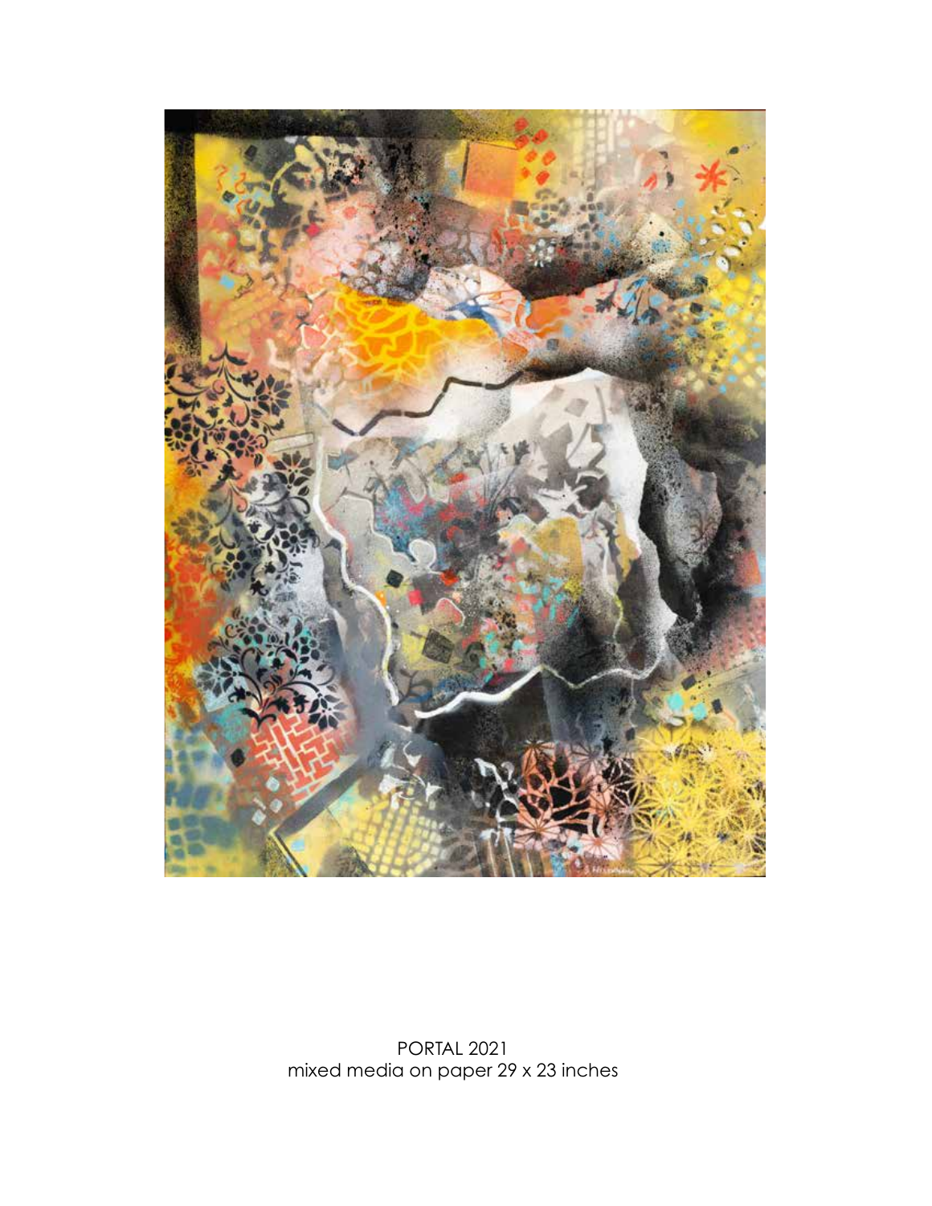PORTAL 2021
mixed media on paper 29 x 23 inches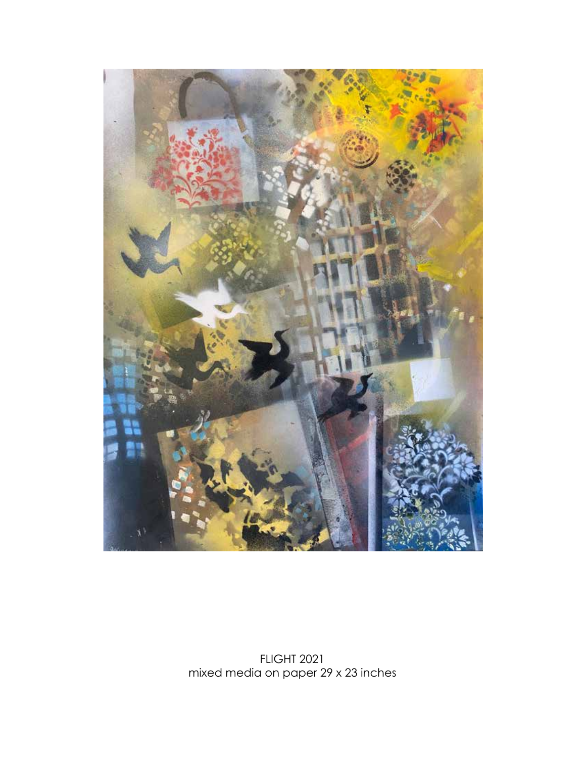FLIGHT 2021
mixed media on paper 29 x 23 inches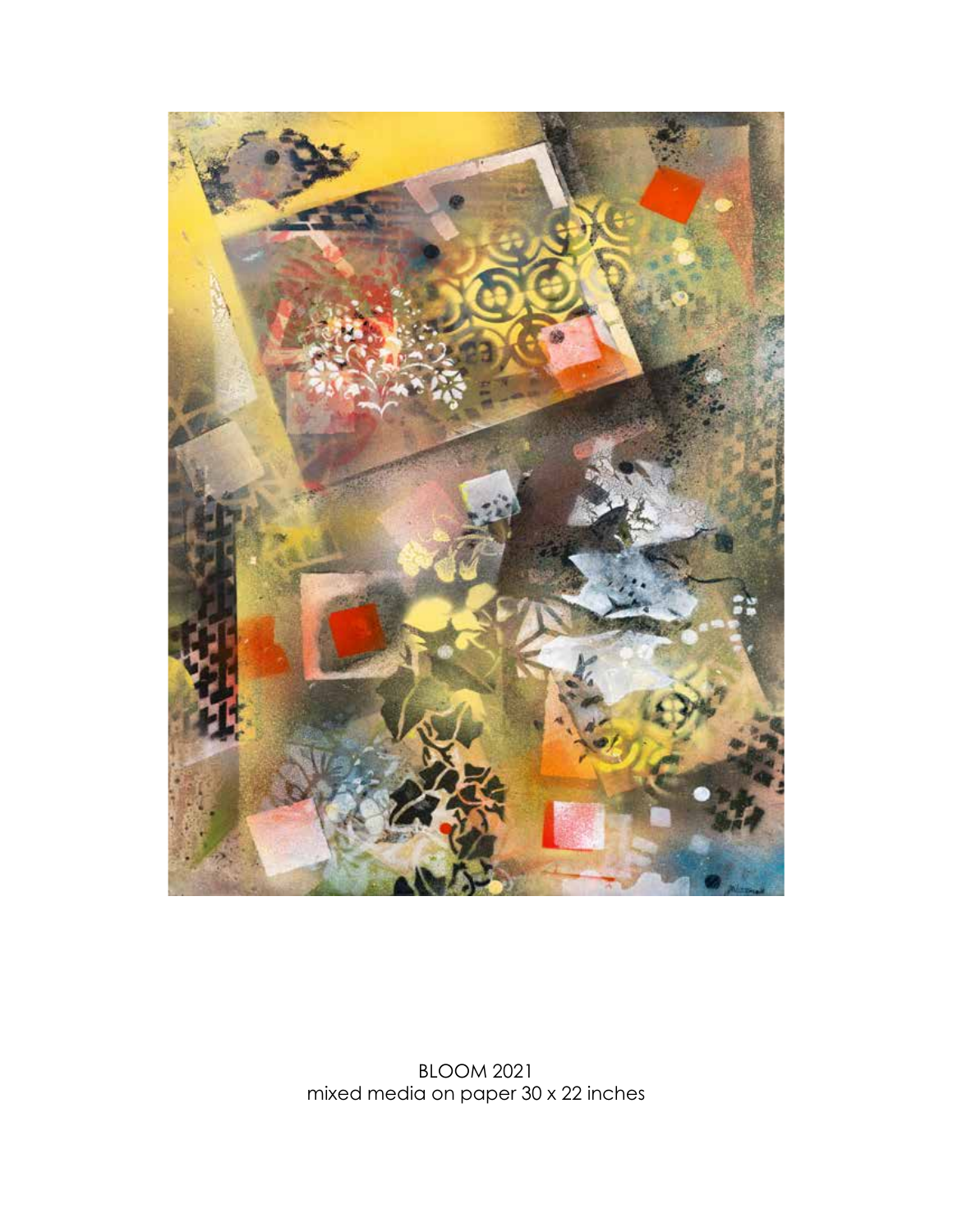BLOOM 2021
mixed media on paper 30 x 22 inches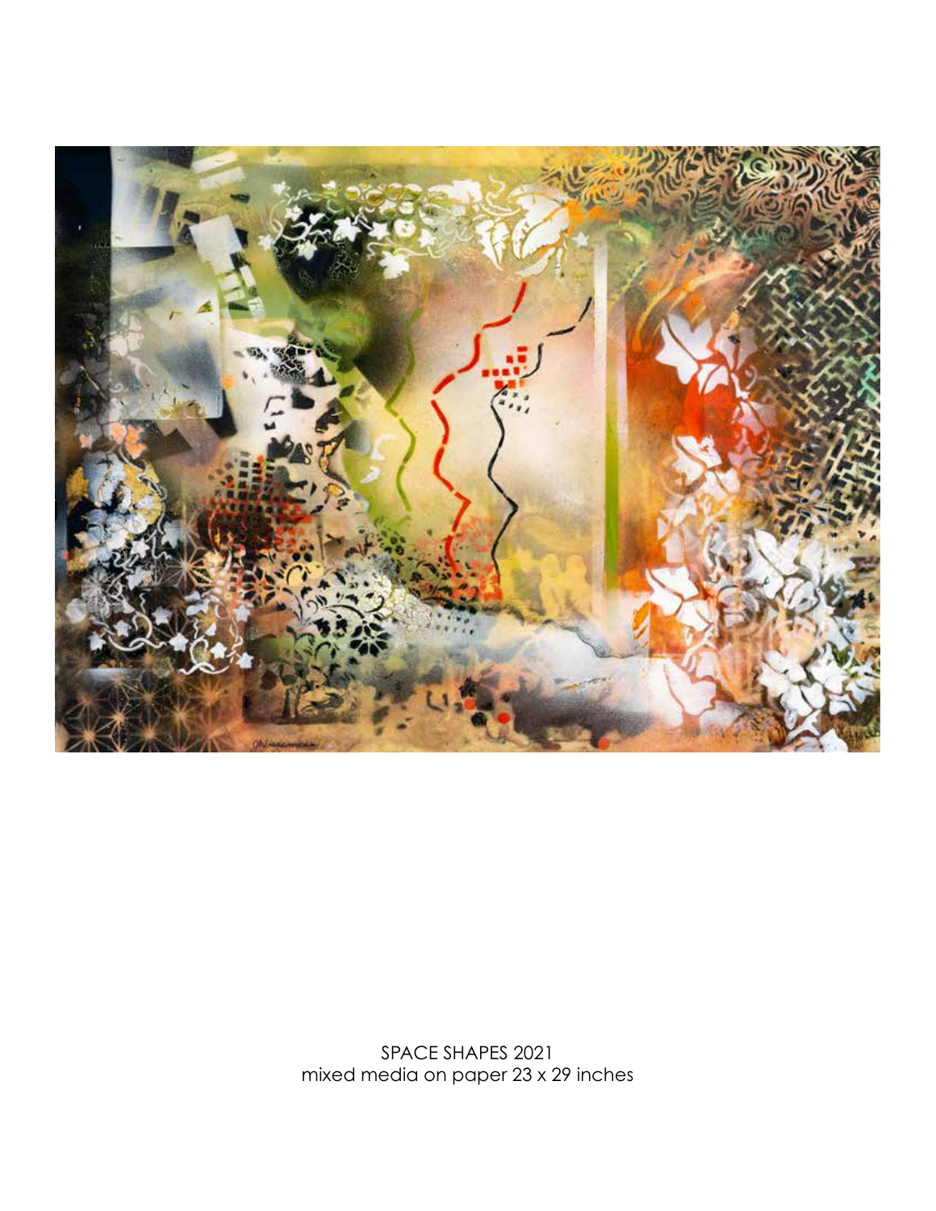SPACE SHAPES 2021
mixed media on paper 23 x 29 inches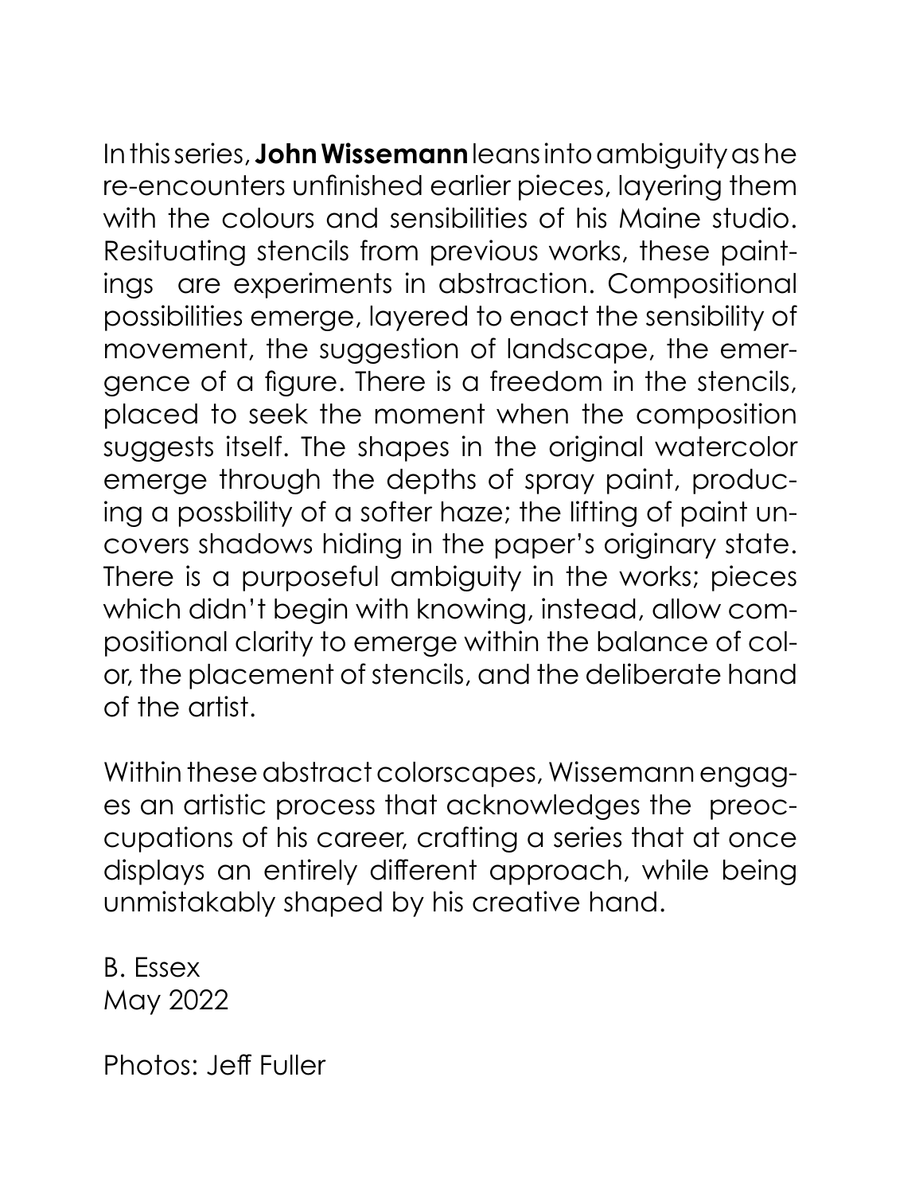In this series, **John Wissemann** leans into ambiguity as he re-encounters unfinished earlier pieces, layering them with the colours and sensibilities of his Maine studio. Resituating stencils from previous works, these paintings are experiments in abstraction. Compositional possibilities emerge, layered to enact the sensibility of movement, the suggestion of landscape, the emergence of a figure. There is a freedom in the stencils, placed to seek the moment when the composition suggests itself. The shapes in the original watercolor emerge through the depths of spray paint, producing a possbility of a softer haze; the lifting of paint uncovers shadows hiding in the paper's originary state. There is a purposeful ambiguity in the works; pieces which didn't begin with knowing, instead, allow compositional clarity to emerge within the balance of color, the placement of stencils, and the deliberate hand of the artist.

Within these abstract colorscapes, Wissemann engages an artistic process that acknowledges the preoccupations of his career, crafting a series that at once displays an entirely different approach, while being unmistakably shaped by his creative hand.

B. Essex
May 2022

Photos: Jeff Fuller